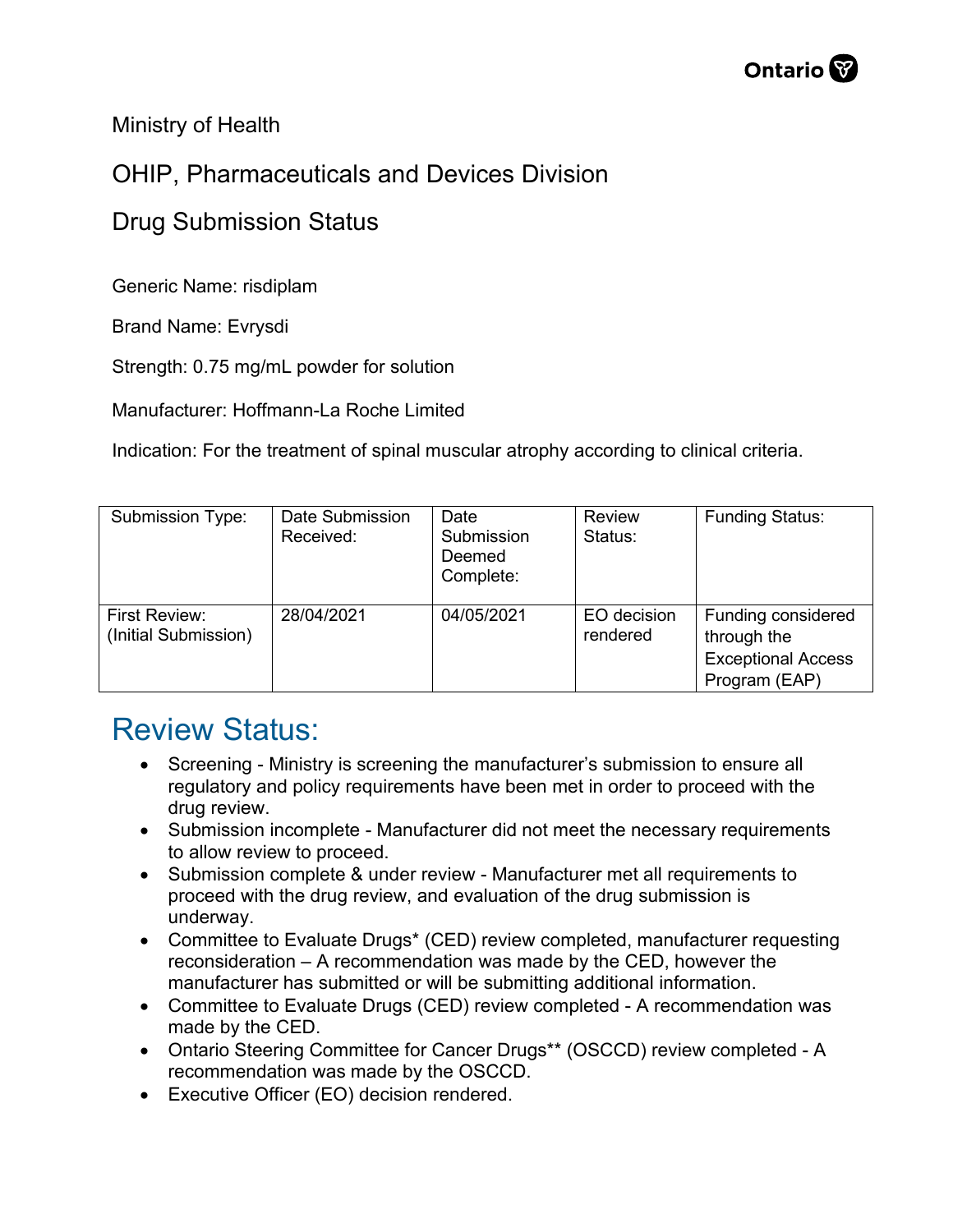Ministry of Health

OHIP, Pharmaceuticals and Devices Division

Drug Submission Status

Generic Name: risdiplam

Brand Name: Evrysdi

Strength: 0.75 mg/mL powder for solution

Manufacturer: Hoffmann-La Roche Limited

Indication: For the treatment of spinal muscular atrophy according to clinical criteria.

| Submission Type: | Date Submission Received: | Date Submission Deemed Complete: | Review Status: | Funding Status: |
|---|---|---|---|---|
| First Review: (Initial Submission) | 28/04/2021 | 04/05/2021 | EO decision rendered | Funding considered through the Exceptional Access Program (EAP) |

# Review Status:

- Screening - Ministry is screening the manufacturer's submission to ensure all regulatory and policy requirements have been met in order to proceed with the drug review.
- Submission incomplete - Manufacturer did not meet the necessary requirements to allow review to proceed.
- Submission complete & under review - Manufacturer met all requirements to proceed with the drug review, and evaluation of the drug submission is underway.
- Committee to Evaluate Drugs* (CED) review completed, manufacturer requesting reconsideration – A recommendation was made by the CED, however the manufacturer has submitted or will be submitting additional information.
- Committee to Evaluate Drugs (CED) review completed - A recommendation was made by the CED.
- Ontario Steering Committee for Cancer Drugs** (OSCCD) review completed - A recommendation was made by the OSCCD.
- Executive Officer (EO) decision rendered.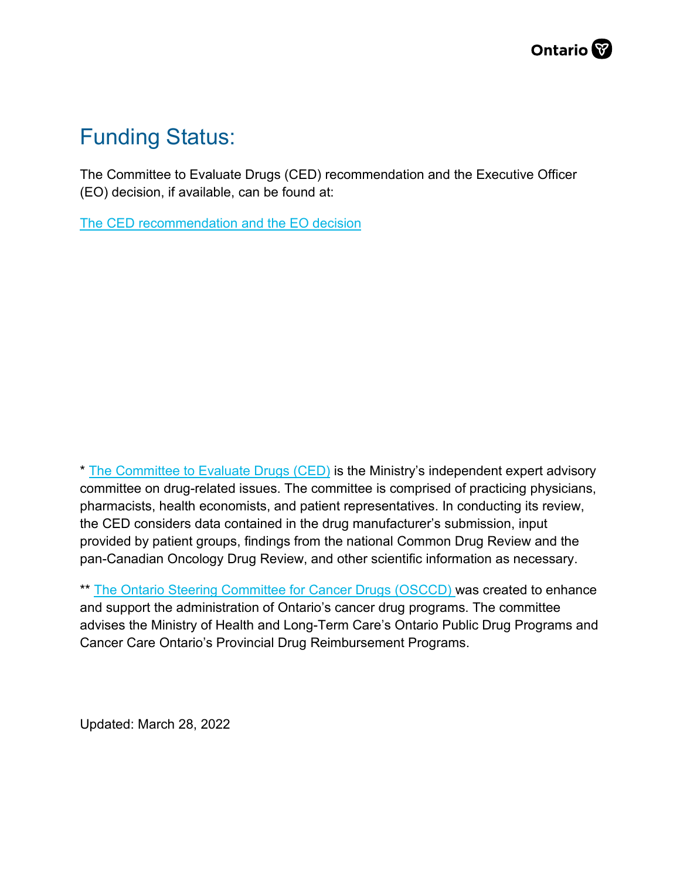## Funding Status:

The Committee to Evaluate Drugs (CED) recommendation and the Executive Officer (EO) decision, if available, can be found at:

The CED recommendation and the EO decision

* The Committee to Evaluate Drugs (CED) is the Ministry's independent expert advisory committee on drug-related issues. The committee is comprised of practicing physicians, pharmacists, health economists, and patient representatives. In conducting its review, the CED considers data contained in the drug manufacturer's submission, input provided by patient groups, findings from the national Common Drug Review and the pan-Canadian Oncology Drug Review, and other scientific information as necessary.

** The Ontario Steering Committee for Cancer Drugs (OSCCD) was created to enhance and support the administration of Ontario's cancer drug programs. The committee advises the Ministry of Health and Long-Term Care's Ontario Public Drug Programs and Cancer Care Ontario's Provincial Drug Reimbursement Programs.

Updated: March 28, 2022